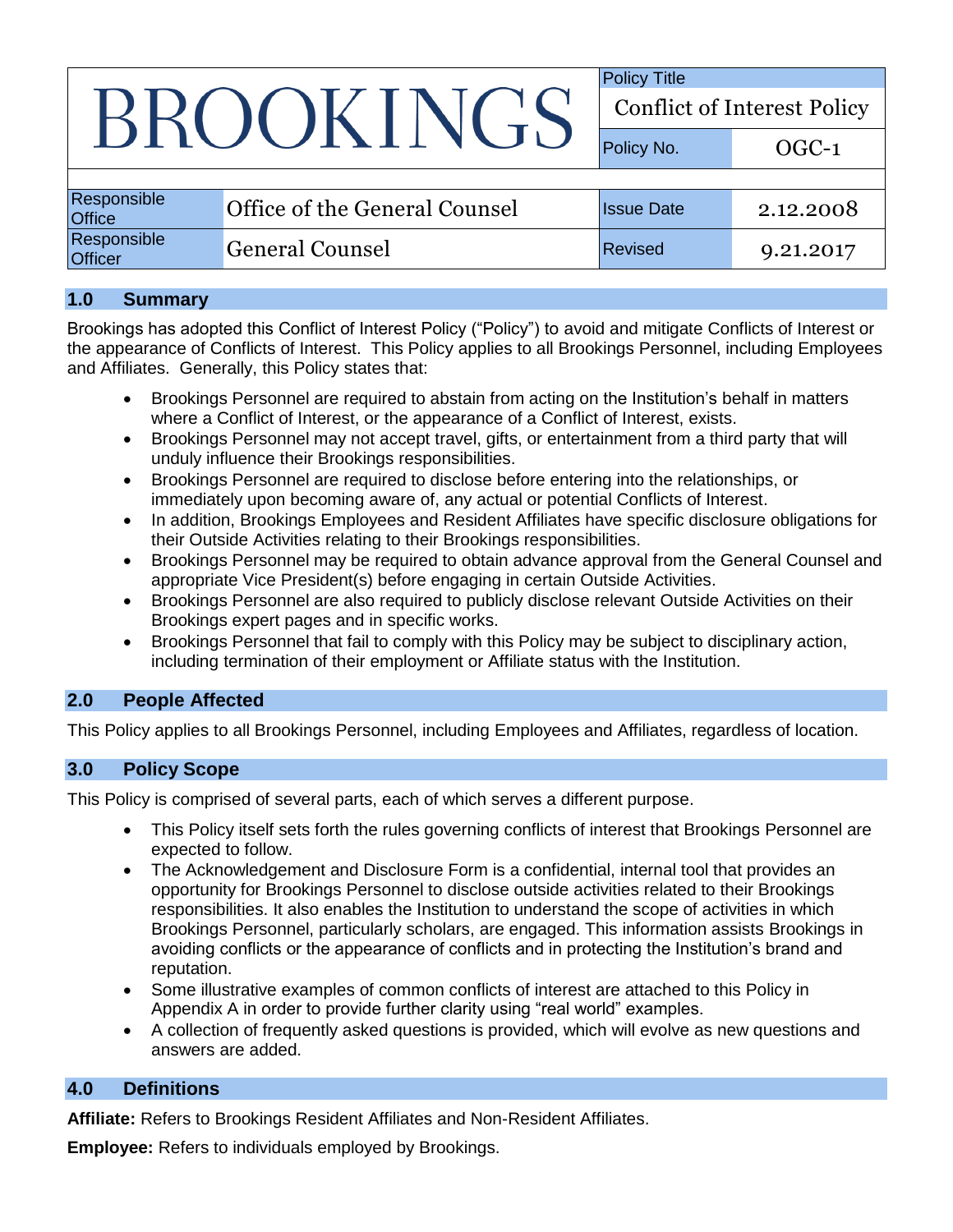| BROOKINGS | | Policy Title | |
|---|---|---|---|
| | | Conflict of Interest Policy | |
| | | Policy No. | OGC-1 |
| Responsible Office | Office of the General Counsel | Issue Date | 2.12.2008 |
| Responsible Officer | General Counsel | Revised | 9.21.2017 |

## 1.0 Summary

Brookings has adopted this Conflict of Interest Policy ("Policy") to avoid and mitigate Conflicts of Interest or the appearance of Conflicts of Interest. This Policy applies to all Brookings Personnel, including Employees and Affiliates. Generally, this Policy states that:

- Brookings Personnel are required to abstain from acting on the Institution's behalf in matters where a Conflict of Interest, or the appearance of a Conflict of Interest, exists.
- Brookings Personnel may not accept travel, gifts, or entertainment from a third party that will unduly influence their Brookings responsibilities.
- Brookings Personnel are required to disclose before entering into the relationships, or immediately upon becoming aware of, any actual or potential Conflicts of Interest.
- In addition, Brookings Employees and Resident Affiliates have specific disclosure obligations for their Outside Activities relating to their Brookings responsibilities.
- Brookings Personnel may be required to obtain advance approval from the General Counsel and appropriate Vice President(s) before engaging in certain Outside Activities.
- Brookings Personnel are also required to publicly disclose relevant Outside Activities on their Brookings expert pages and in specific works.
- Brookings Personnel that fail to comply with this Policy may be subject to disciplinary action, including termination of their employment or Affiliate status with the Institution.

## 2.0 People Affected

This Policy applies to all Brookings Personnel, including Employees and Affiliates, regardless of location.

## 3.0 Policy Scope

This Policy is comprised of several parts, each of which serves a different purpose.

- This Policy itself sets forth the rules governing conflicts of interest that Brookings Personnel are expected to follow.
- The Acknowledgement and Disclosure Form is a confidential, internal tool that provides an opportunity for Brookings Personnel to disclose outside activities related to their Brookings responsibilities. It also enables the Institution to understand the scope of activities in which Brookings Personnel, particularly scholars, are engaged. This information assists Brookings in avoiding conflicts or the appearance of conflicts and in protecting the Institution's brand and reputation.
- Some illustrative examples of common conflicts of interest are attached to this Policy in Appendix A in order to provide further clarity using "real world" examples.
- A collection of frequently asked questions is provided, which will evolve as new questions and answers are added.

## 4.0 Definitions

**Affiliate:** Refers to Brookings Resident Affiliates and Non-Resident Affiliates.

**Employee:** Refers to individuals employed by Brookings.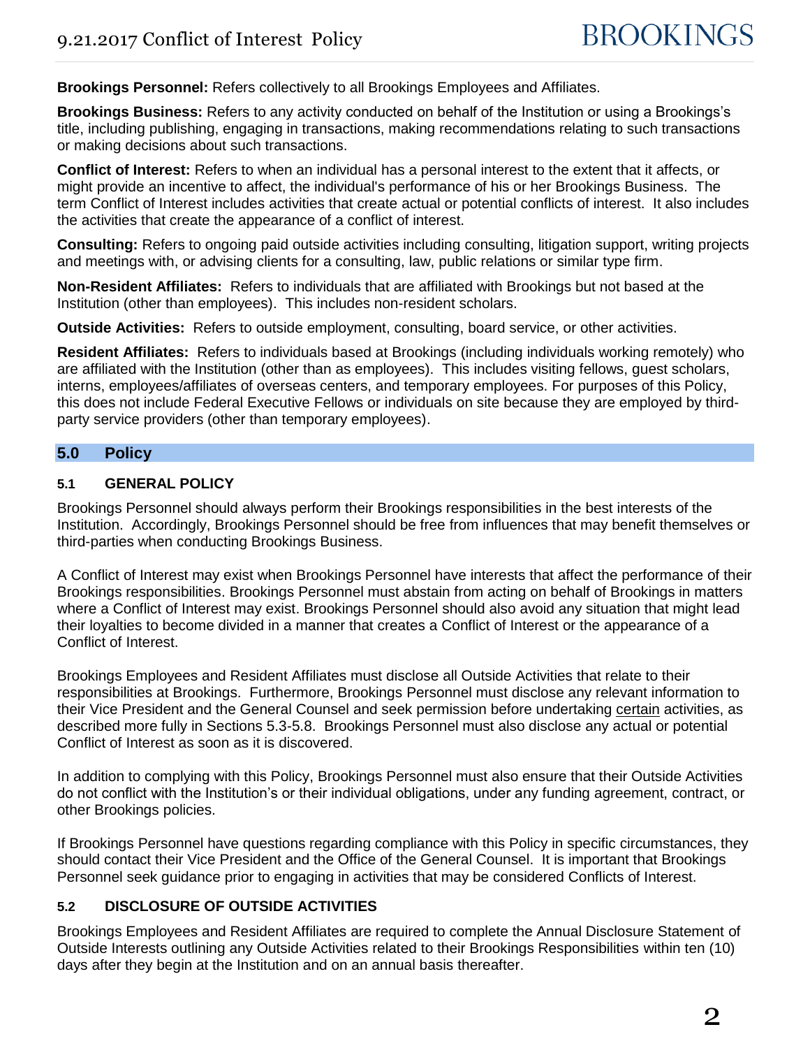**Brookings Personnel:** Refers collectively to all Brookings Employees and Affiliates.

**Brookings Business:** Refers to any activity conducted on behalf of the Institution or using a Brookings's title, including publishing, engaging in transactions, making recommendations relating to such transactions or making decisions about such transactions.

**Conflict of Interest:** Refers to when an individual has a personal interest to the extent that it affects, or might provide an incentive to affect, the individual's performance of his or her Brookings Business. The term Conflict of Interest includes activities that create actual or potential conflicts of interest. It also includes the activities that create the appearance of a conflict of interest.

**Consulting:** Refers to ongoing paid outside activities including consulting, litigation support, writing projects and meetings with, or advising clients for a consulting, law, public relations or similar type firm.

**Non-Resident Affiliates:** Refers to individuals that are affiliated with Brookings but not based at the Institution (other than employees). This includes non-resident scholars.

**Outside Activities:** Refers to outside employment, consulting, board service, or other activities.

**Resident Affiliates:** Refers to individuals based at Brookings (including individuals working remotely) who are affiliated with the Institution (other than as employees). This includes visiting fellows, guest scholars, interns, employees/affiliates of overseas centers, and temporary employees. For purposes of this Policy, this does not include Federal Executive Fellows or individuals on site because they are employed by third-party service providers (other than temporary employees).

## 5.0 Policy

### 5.1 GENERAL POLICY

Brookings Personnel should always perform their Brookings responsibilities in the best interests of the Institution. Accordingly, Brookings Personnel should be free from influences that may benefit themselves or third-parties when conducting Brookings Business.

A Conflict of Interest may exist when Brookings Personnel have interests that affect the performance of their Brookings responsibilities. Brookings Personnel must abstain from acting on behalf of Brookings in matters where a Conflict of Interest may exist. Brookings Personnel should also avoid any situation that might lead their loyalties to become divided in a manner that creates a Conflict of Interest or the appearance of a Conflict of Interest.

Brookings Employees and Resident Affiliates must disclose all Outside Activities that relate to their responsibilities at Brookings. Furthermore, Brookings Personnel must disclose any relevant information to their Vice President and the General Counsel and seek permission before undertaking certain activities, as described more fully in Sections 5.3-5.8. Brookings Personnel must also disclose any actual or potential Conflict of Interest as soon as it is discovered.

In addition to complying with this Policy, Brookings Personnel must also ensure that their Outside Activities do not conflict with the Institution's or their individual obligations, under any funding agreement, contract, or other Brookings policies.

If Brookings Personnel have questions regarding compliance with this Policy in specific circumstances, they should contact their Vice President and the Office of the General Counsel. It is important that Brookings Personnel seek guidance prior to engaging in activities that may be considered Conflicts of Interest.

### 5.2 DISCLOSURE OF OUTSIDE ACTIVITIES

Brookings Employees and Resident Affiliates are required to complete the Annual Disclosure Statement of Outside Interests outlining any Outside Activities related to their Brookings Responsibilities within ten (10) days after they begin at the Institution and on an annual basis thereafter.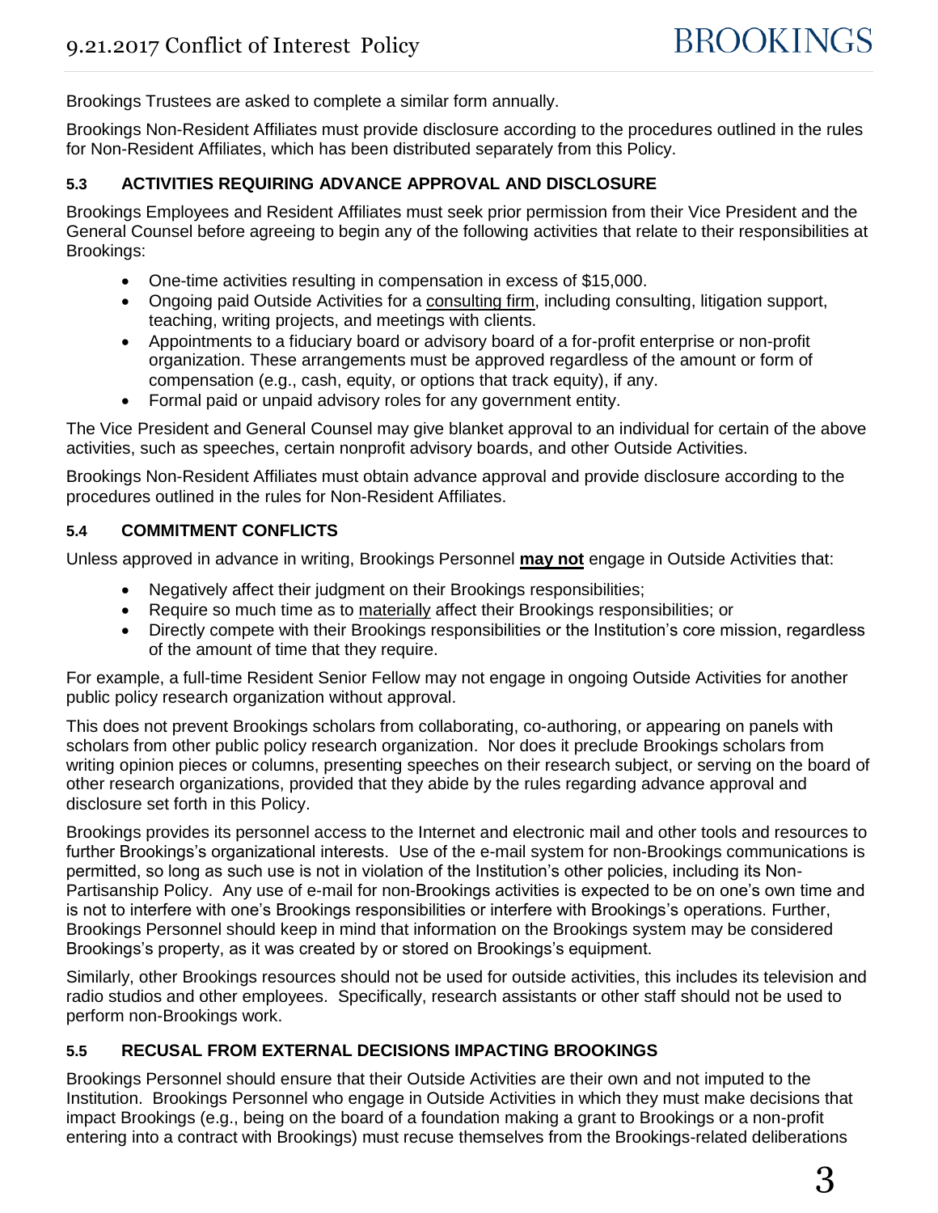Brookings Trustees are asked to complete a similar form annually.

Brookings Non-Resident Affiliates must provide disclosure according to the procedures outlined in the rules for Non-Resident Affiliates, which has been distributed separately from this Policy.

### 5.3 ACTIVITIES REQUIRING ADVANCE APPROVAL AND DISCLOSURE

Brookings Employees and Resident Affiliates must seek prior permission from their Vice President and the General Counsel before agreeing to begin any of the following activities that relate to their responsibilities at Brookings:

- One-time activities resulting in compensation in excess of $15,000.
- Ongoing paid Outside Activities for a <u>consulting firm</u>, including consulting, litigation support, teaching, writing projects, and meetings with clients.
- Appointments to a fiduciary board or advisory board of a for-profit enterprise or non-profit organization. These arrangements must be approved regardless of the amount or form of compensation (e.g., cash, equity, or options that track equity), if any.
- Formal paid or unpaid advisory roles for any government entity.

The Vice President and General Counsel may give blanket approval to an individual for certain of the above activities, such as speeches, certain nonprofit advisory boards, and other Outside Activities.

Brookings Non-Resident Affiliates must obtain advance approval and provide disclosure according to the procedures outlined in the rules for Non-Resident Affiliates.

### 5.4 COMMITMENT CONFLICTS

Unless approved in advance in writing, Brookings Personnel **<u>may not</u>** engage in Outside Activities that:

- Negatively affect their judgment on their Brookings responsibilities;
- Require so much time as to <u>materially</u> affect their Brookings responsibilities; or
- Directly compete with their Brookings responsibilities or the Institution's core mission, regardless of the amount of time that they require.

For example, a full-time Resident Senior Fellow may not engage in ongoing Outside Activities for another public policy research organization without approval.

This does not prevent Brookings scholars from collaborating, co-authoring, or appearing on panels with scholars from other public policy research organization. Nor does it preclude Brookings scholars from writing opinion pieces or columns, presenting speeches on their research subject, or serving on the board of other research organizations, provided that they abide by the rules regarding advance approval and disclosure set forth in this Policy.

Brookings provides its personnel access to the Internet and electronic mail and other tools and resources to further Brookings's organizational interests. Use of the e-mail system for non-Brookings communications is permitted, so long as such use is not in violation of the Institution's other policies, including its Non-Partisanship Policy. Any use of e-mail for non-Brookings activities is expected to be on one's own time and is not to interfere with one's Brookings responsibilities or interfere with Brookings's operations. Further, Brookings Personnel should keep in mind that information on the Brookings system may be considered Brookings's property, as it was created by or stored on Brookings's equipment.

Similarly, other Brookings resources should not be used for outside activities, this includes its television and radio studios and other employees. Specifically, research assistants or other staff should not be used to perform non-Brookings work.

### 5.5 RECUSAL FROM EXTERNAL DECISIONS IMPACTING BROOKINGS

Brookings Personnel should ensure that their Outside Activities are their own and not imputed to the Institution. Brookings Personnel who engage in Outside Activities in which they must make decisions that impact Brookings (e.g., being on the board of a foundation making a grant to Brookings or a non-profit entering into a contract with Brookings) must recuse themselves from the Brookings-related deliberations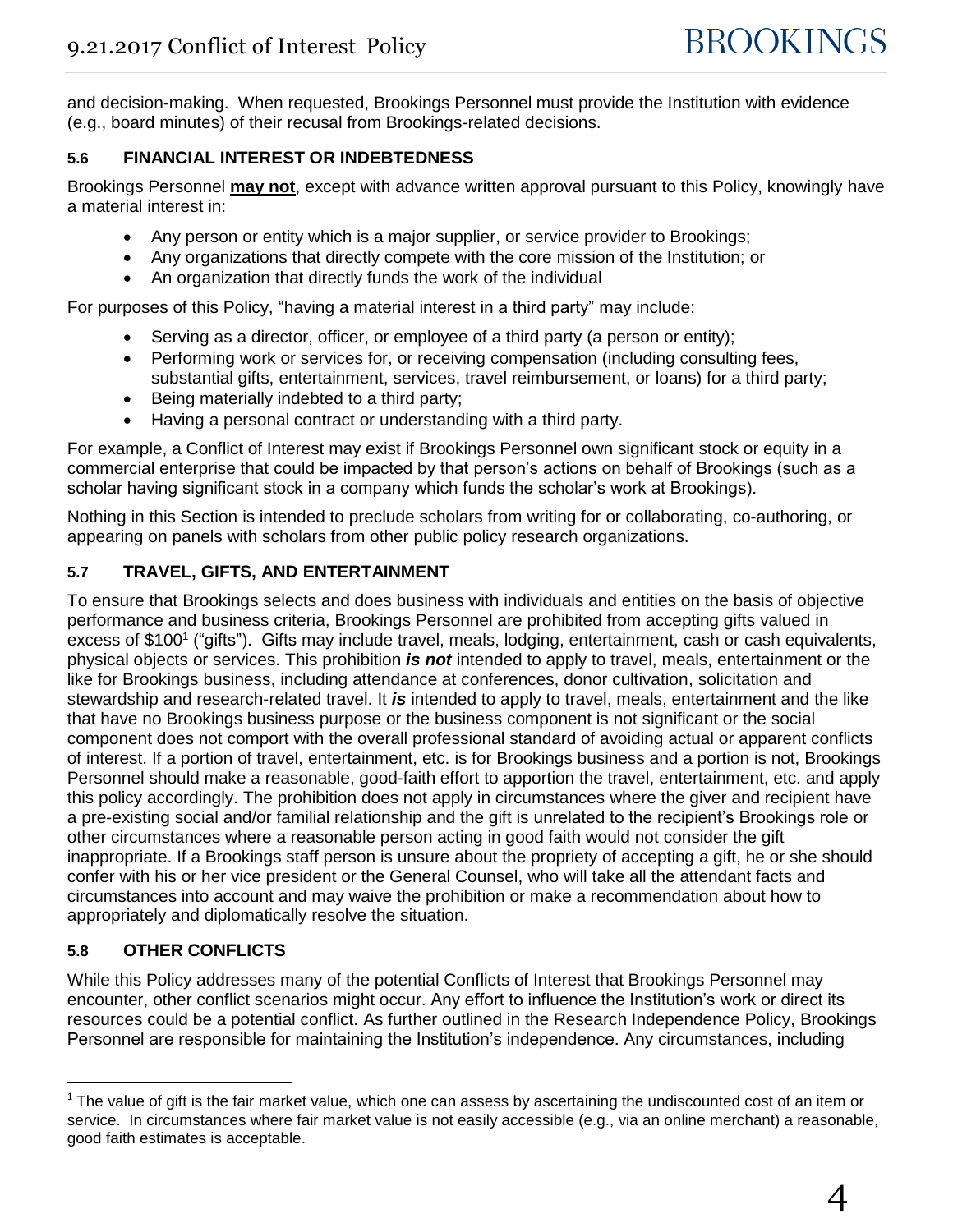and decision-making. When requested, Brookings Personnel must provide the Institution with evidence (e.g., board minutes) of their recusal from Brookings-related decisions.

### 5.6 FINANCIAL INTEREST OR INDEBTEDNESS

Brookings Personnel **may not**, except with advance written approval pursuant to this Policy, knowingly have a material interest in:

- Any person or entity which is a major supplier, or service provider to Brookings;
- Any organizations that directly compete with the core mission of the Institution; or
- An organization that directly funds the work of the individual

For purposes of this Policy, "having a material interest in a third party" may include:

- Serving as a director, officer, or employee of a third party (a person or entity);
- Performing work or services for, or receiving compensation (including consulting fees, substantial gifts, entertainment, services, travel reimbursement, or loans) for a third party;
- Being materially indebted to a third party;
- Having a personal contract or understanding with a third party.

For example, a Conflict of Interest may exist if Brookings Personnel own significant stock or equity in a commercial enterprise that could be impacted by that person's actions on behalf of Brookings (such as a scholar having significant stock in a company which funds the scholar's work at Brookings).

Nothing in this Section is intended to preclude scholars from writing for or collaborating, co-authoring, or appearing on panels with scholars from other public policy research organizations.

### 5.7 TRAVEL, GIFTS, AND ENTERTAINMENT

To ensure that Brookings selects and does business with individuals and entities on the basis of objective performance and business criteria, Brookings Personnel are prohibited from accepting gifts valued in excess of $100[1] ("gifts"). Gifts may include travel, meals, lodging, entertainment, cash or cash equivalents, physical objects or services. This prohibition ***is not*** intended to apply to travel, meals, entertainment or the like for Brookings business, including attendance at conferences, donor cultivation, solicitation and stewardship and research-related travel. It ***is*** intended to apply to travel, meals, entertainment and the like that have no Brookings business purpose or the business component is not significant or the social component does not comport with the overall professional standard of avoiding actual or apparent conflicts of interest. If a portion of travel, entertainment, etc. is for Brookings business and a portion is not, Brookings Personnel should make a reasonable, good-faith effort to apportion the travel, entertainment, etc. and apply this policy accordingly. The prohibition does not apply in circumstances where the giver and recipient have a pre-existing social and/or familial relationship and the gift is unrelated to the recipient's Brookings role or other circumstances where a reasonable person acting in good faith would not consider the gift inappropriate. If a Brookings staff person is unsure about the propriety of accepting a gift, he or she should confer with his or her vice president or the General Counsel, who will take all the attendant facts and circumstances into account and may waive the prohibition or make a recommendation about how to appropriately and diplomatically resolve the situation.

### 5.8 OTHER CONFLICTS

While this Policy addresses many of the potential Conflicts of Interest that Brookings Personnel may encounter, other conflict scenarios might occur. Any effort to influence the Institution's work or direct its resources could be a potential conflict. As further outlined in the Research Independence Policy, Brookings Personnel are responsible for maintaining the Institution's independence. Any circumstances, including

---

[1] The value of gift is the fair market value, which one can assess by ascertaining the undiscounted cost of an item or service. In circumstances where fair market value is not easily accessible (e.g., via an online merchant) a reasonable, good faith estimates is acceptable.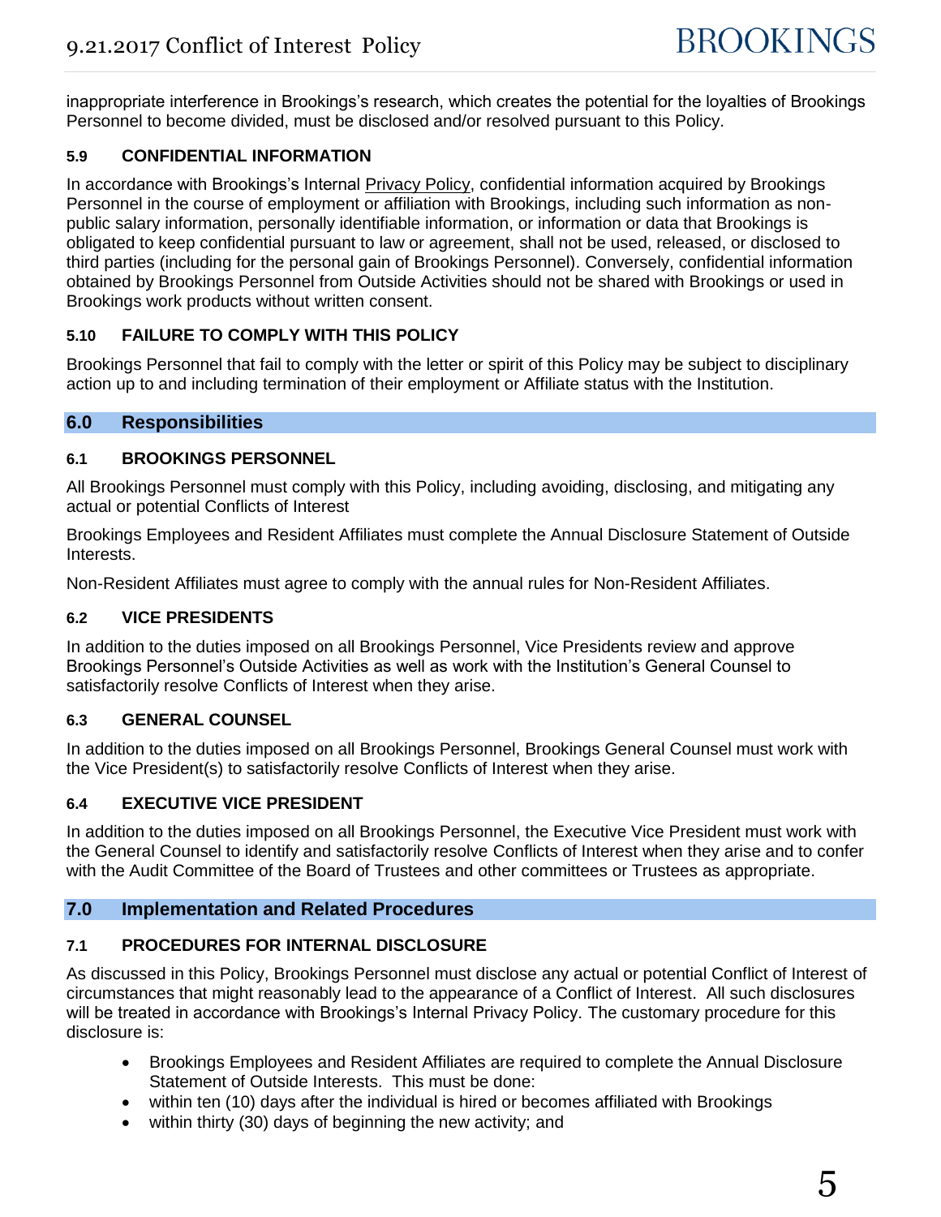inappropriate interference in Brookings's research, which creates the potential for the loyalties of Brookings Personnel to become divided, must be disclosed and/or resolved pursuant to this Policy.

### 5.9 CONFIDENTIAL INFORMATION

In accordance with Brookings's Internal Privacy Policy, confidential information acquired by Brookings Personnel in the course of employment or affiliation with Brookings, including such information as non-public salary information, personally identifiable information, or information or data that Brookings is obligated to keep confidential pursuant to law or agreement, shall not be used, released, or disclosed to third parties (including for the personal gain of Brookings Personnel). Conversely, confidential information obtained by Brookings Personnel from Outside Activities should not be shared with Brookings or used in Brookings work products without written consent.

### 5.10 FAILURE TO COMPLY WITH THIS POLICY

Brookings Personnel that fail to comply with the letter or spirit of this Policy may be subject to disciplinary action up to and including termination of their employment or Affiliate status with the Institution.

## 6.0 Responsibilities

### 6.1 BROOKINGS PERSONNEL

All Brookings Personnel must comply with this Policy, including avoiding, disclosing, and mitigating any actual or potential Conflicts of Interest

Brookings Employees and Resident Affiliates must complete the Annual Disclosure Statement of Outside Interests.

Non-Resident Affiliates must agree to comply with the annual rules for Non-Resident Affiliates.

### 6.2 VICE PRESIDENTS

In addition to the duties imposed on all Brookings Personnel, Vice Presidents review and approve Brookings Personnel's Outside Activities as well as work with the Institution's General Counsel to satisfactorily resolve Conflicts of Interest when they arise.

### 6.3 GENERAL COUNSEL

In addition to the duties imposed on all Brookings Personnel, Brookings General Counsel must work with the Vice President(s) to satisfactorily resolve Conflicts of Interest when they arise.

### 6.4 EXECUTIVE VICE PRESIDENT

In addition to the duties imposed on all Brookings Personnel, the Executive Vice President must work with the General Counsel to identify and satisfactorily resolve Conflicts of Interest when they arise and to confer with the Audit Committee of the Board of Trustees and other committees or Trustees as appropriate.

## 7.0 Implementation and Related Procedures

### 7.1 PROCEDURES FOR INTERNAL DISCLOSURE

As discussed in this Policy, Brookings Personnel must disclose any actual or potential Conflict of Interest of circumstances that might reasonably lead to the appearance of a Conflict of Interest. All such disclosures will be treated in accordance with Brookings's Internal Privacy Policy. The customary procedure for this disclosure is:

- Brookings Employees and Resident Affiliates are required to complete the Annual Disclosure Statement of Outside Interests. This must be done:
- within ten (10) days after the individual is hired or becomes affiliated with Brookings
- within thirty (30) days of beginning the new activity; and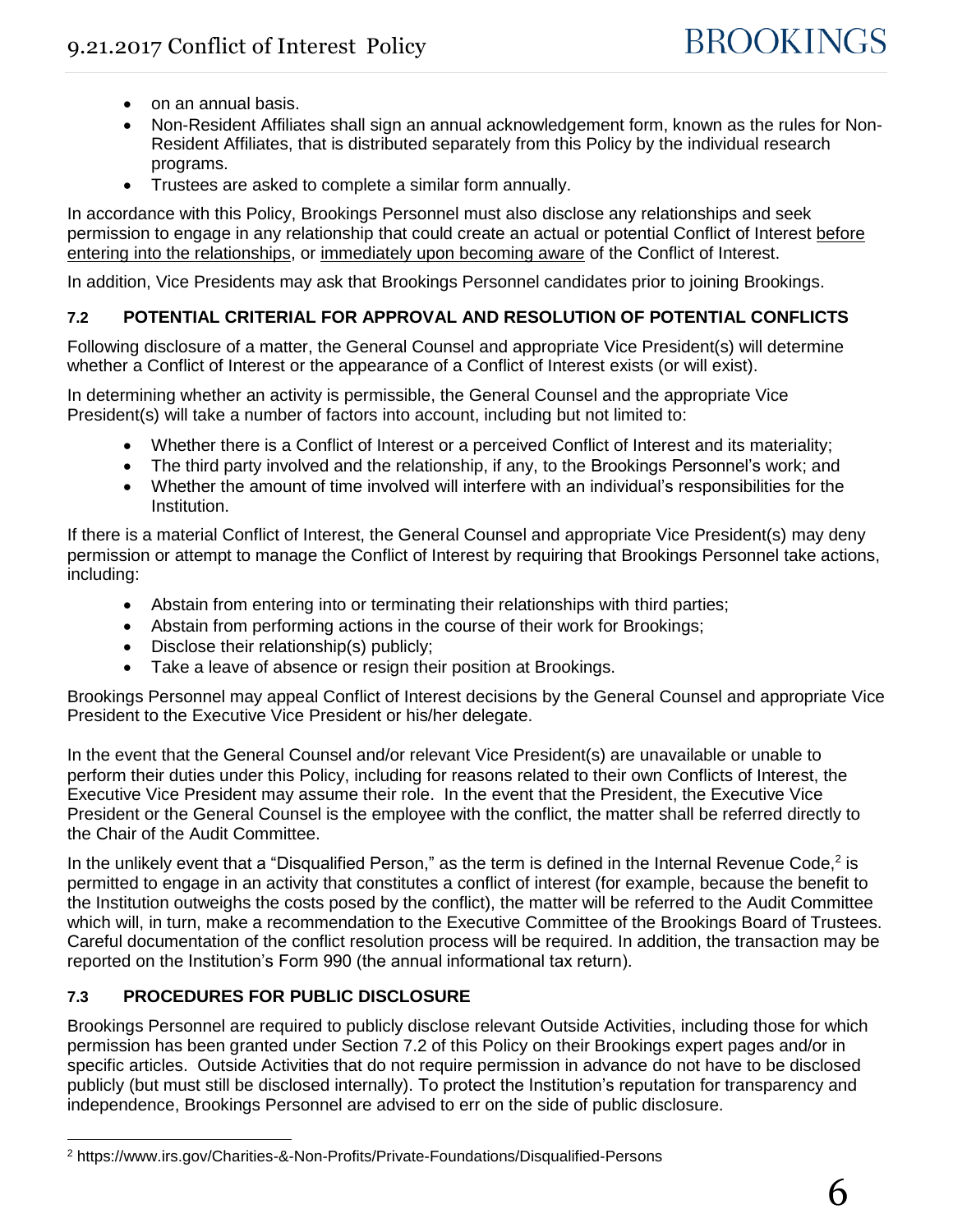- on an annual basis.
- Non-Resident Affiliates shall sign an annual acknowledgement form, known as the rules for Non-Resident Affiliates, that is distributed separately from this Policy by the individual research programs.
- Trustees are asked to complete a similar form annually.

In accordance with this Policy, Brookings Personnel must also disclose any relationships and seek permission to engage in any relationship that could create an actual or potential Conflict of Interest before entering into the relationships, or immediately upon becoming aware of the Conflict of Interest.

In addition, Vice Presidents may ask that Brookings Personnel candidates prior to joining Brookings.

### 7.2 POTENTIAL CRITERIAL FOR APPROVAL AND RESOLUTION OF POTENTIAL CONFLICTS

Following disclosure of a matter, the General Counsel and appropriate Vice President(s) will determine whether a Conflict of Interest or the appearance of a Conflict of Interest exists (or will exist).

In determining whether an activity is permissible, the General Counsel and the appropriate Vice President(s) will take a number of factors into account, including but not limited to:

- Whether there is a Conflict of Interest or a perceived Conflict of Interest and its materiality;
- The third party involved and the relationship, if any, to the Brookings Personnel's work; and
- Whether the amount of time involved will interfere with an individual's responsibilities for the Institution.

If there is a material Conflict of Interest, the General Counsel and appropriate Vice President(s) may deny permission or attempt to manage the Conflict of Interest by requiring that Brookings Personnel take actions, including:

- Abstain from entering into or terminating their relationships with third parties;
- Abstain from performing actions in the course of their work for Brookings;
- Disclose their relationship(s) publicly;
- Take a leave of absence or resign their position at Brookings.

Brookings Personnel may appeal Conflict of Interest decisions by the General Counsel and appropriate Vice President to the Executive Vice President or his/her delegate.

In the event that the General Counsel and/or relevant Vice President(s) are unavailable or unable to perform their duties under this Policy, including for reasons related to their own Conflicts of Interest, the Executive Vice President may assume their role. In the event that the President, the Executive Vice President or the General Counsel is the employee with the conflict, the matter shall be referred directly to the Chair of the Audit Committee.

In the unlikely event that a "Disqualified Person," as the term is defined in the Internal Revenue Code,[2] is permitted to engage in an activity that constitutes a conflict of interest (for example, because the benefit to the Institution outweighs the costs posed by the conflict), the matter will be referred to the Audit Committee which will, in turn, make a recommendation to the Executive Committee of the Brookings Board of Trustees. Careful documentation of the conflict resolution process will be required. In addition, the transaction may be reported on the Institution's Form 990 (the annual informational tax return).

### 7.3 PROCEDURES FOR PUBLIC DISCLOSURE

Brookings Personnel are required to publicly disclose relevant Outside Activities, including those for which permission has been granted under Section 7.2 of this Policy on their Brookings expert pages and/or in specific articles. Outside Activities that do not require permission in advance do not have to be disclosed publicly (but must still be disclosed internally). To protect the Institution's reputation for transparency and independence, Brookings Personnel are advised to err on the side of public disclosure.

[2] https://www.irs.gov/Charities-&-Non-Profits/Private-Foundations/Disqualified-Persons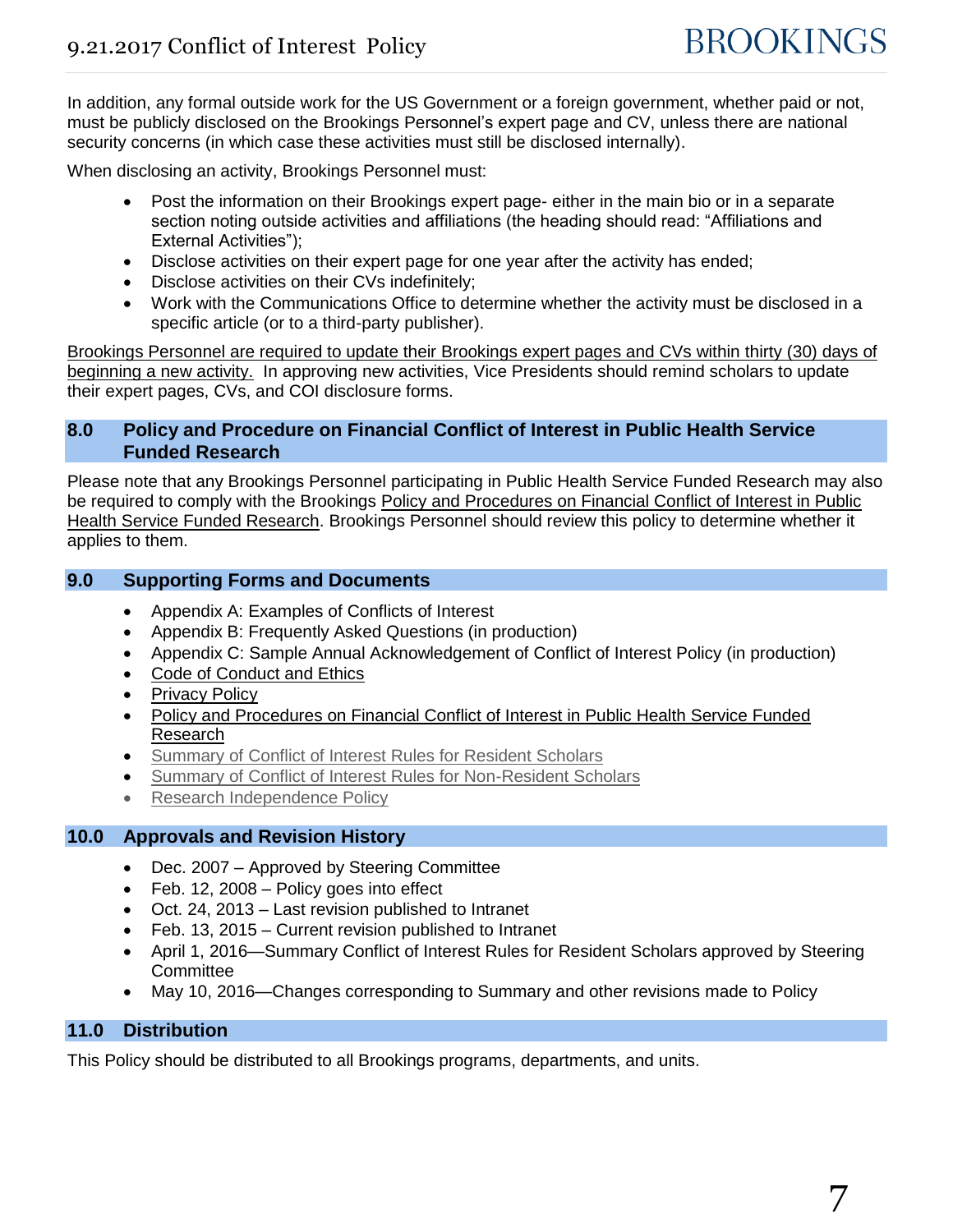In addition, any formal outside work for the US Government or a foreign government, whether paid or not, must be publicly disclosed on the Brookings Personnel's expert page and CV, unless there are national security concerns (in which case these activities must still be disclosed internally).

When disclosing an activity, Brookings Personnel must:

- Post the information on their Brookings expert page- either in the main bio or in a separate section noting outside activities and affiliations (the heading should read: "Affiliations and External Activities");
- Disclose activities on their expert page for one year after the activity has ended;
- Disclose activities on their CVs indefinitely;
- Work with the Communications Office to determine whether the activity must be disclosed in a specific article (or to a third-party publisher).

Brookings Personnel are required to update their Brookings expert pages and CVs within thirty (30) days of beginning a new activity. In approving new activities, Vice Presidents should remind scholars to update their expert pages, CVs, and COI disclosure forms.

## 8.0 Policy and Procedure on Financial Conflict of Interest in Public Health Service Funded Research

Please note that any Brookings Personnel participating in Public Health Service Funded Research may also be required to comply with the Brookings Policy and Procedures on Financial Conflict of Interest in Public Health Service Funded Research. Brookings Personnel should review this policy to determine whether it applies to them.

## 9.0 Supporting Forms and Documents

- Appendix A: Examples of Conflicts of Interest
- Appendix B: Frequently Asked Questions (in production)
- Appendix C: Sample Annual Acknowledgement of Conflict of Interest Policy (in production)
- Code of Conduct and Ethics
- Privacy Policy
- Policy and Procedures on Financial Conflict of Interest in Public Health Service Funded Research
- Summary of Conflict of Interest Rules for Resident Scholars
- Summary of Conflict of Interest Rules for Non-Resident Scholars
- Research Independence Policy

## 10.0 Approvals and Revision History

- Dec. 2007 – Approved by Steering Committee
- Feb. 12, 2008 – Policy goes into effect
- Oct. 24, 2013 – Last revision published to Intranet
- Feb. 13, 2015 – Current revision published to Intranet
- April 1, 2016—Summary Conflict of Interest Rules for Resident Scholars approved by Steering Committee
- May 10, 2016—Changes corresponding to Summary and other revisions made to Policy

## 11.0 Distribution

This Policy should be distributed to all Brookings programs, departments, and units.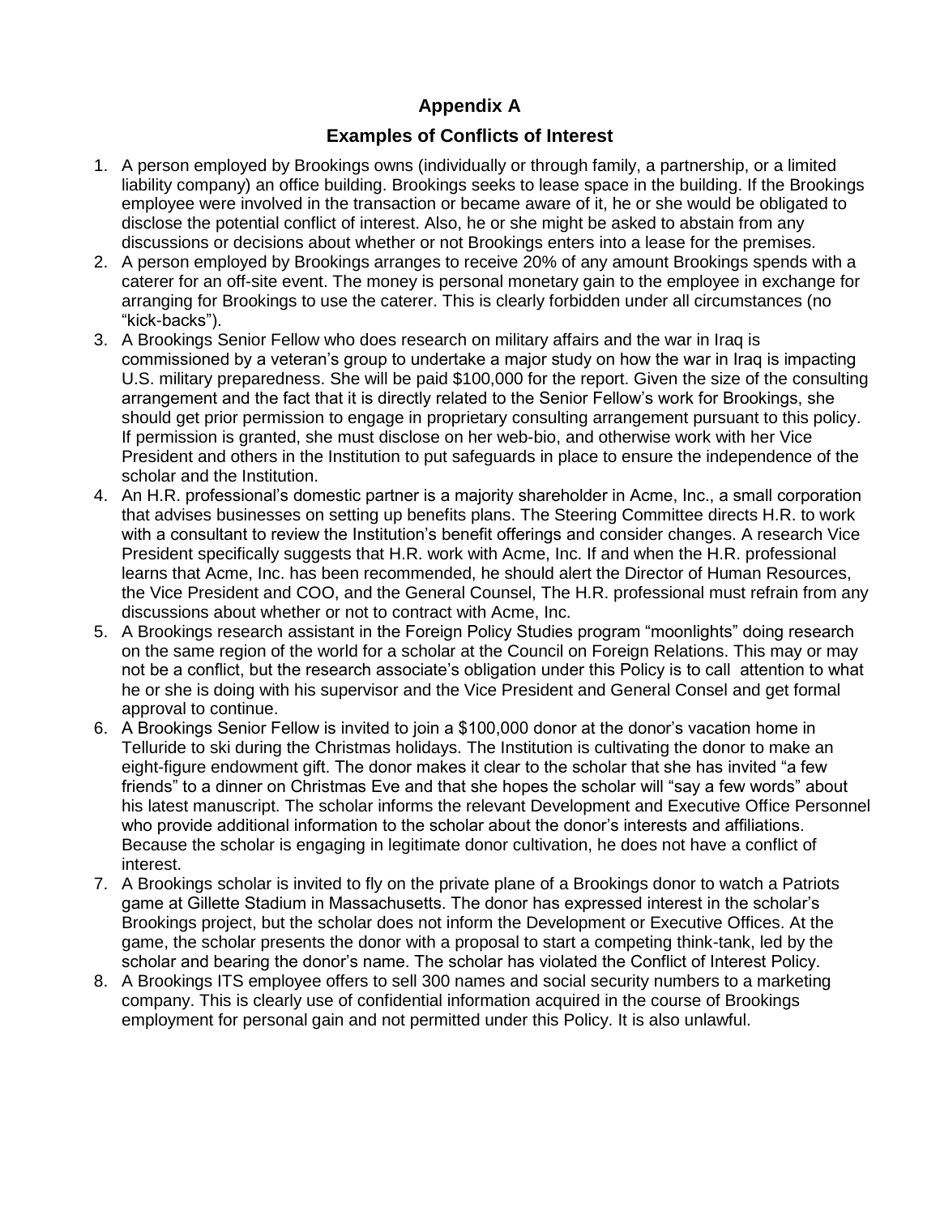## Appendix A

## Examples of Conflicts of Interest

1. A person employed by Brookings owns (individually or through family, a partnership, or a limited liability company) an office building. Brookings seeks to lease space in the building. If the Brookings employee were involved in the transaction or became aware of it, he or she would be obligated to disclose the potential conflict of interest. Also, he or she might be asked to abstain from any discussions or decisions about whether or not Brookings enters into a lease for the premises.
2. A person employed by Brookings arranges to receive 20% of any amount Brookings spends with a caterer for an off-site event. The money is personal monetary gain to the employee in exchange for arranging for Brookings to use the caterer. This is clearly forbidden under all circumstances (no "kick-backs").
3. A Brookings Senior Fellow who does research on military affairs and the war in Iraq is commissioned by a veteran's group to undertake a major study on how the war in Iraq is impacting U.S. military preparedness. She will be paid $100,000 for the report. Given the size of the consulting arrangement and the fact that it is directly related to the Senior Fellow's work for Brookings, she should get prior permission to engage in proprietary consulting arrangement pursuant to this policy. If permission is granted, she must disclose on her web-bio, and otherwise work with her Vice President and others in the Institution to put safeguards in place to ensure the independence of the scholar and the Institution.
4. An H.R. professional's domestic partner is a majority shareholder in Acme, Inc., a small corporation that advises businesses on setting up benefits plans. The Steering Committee directs H.R. to work with a consultant to review the Institution's benefit offerings and consider changes. A research Vice President specifically suggests that H.R. work with Acme, Inc. If and when the H.R. professional learns that Acme, Inc. has been recommended, he should alert the Director of Human Resources, the Vice President and COO, and the General Counsel, The H.R. professional must refrain from any discussions about whether or not to contract with Acme, Inc.
5. A Brookings research assistant in the Foreign Policy Studies program "moonlights" doing research on the same region of the world for a scholar at the Council on Foreign Relations. This may or may not be a conflict, but the research associate's obligation under this Policy is to call attention to what he or she is doing with his supervisor and the Vice President and General Consel and get formal approval to continue.
6. A Brookings Senior Fellow is invited to join a $100,000 donor at the donor's vacation home in Telluride to ski during the Christmas holidays. The Institution is cultivating the donor to make an eight-figure endowment gift. The donor makes it clear to the scholar that she has invited "a few friends" to a dinner on Christmas Eve and that she hopes the scholar will "say a few words" about his latest manuscript. The scholar informs the relevant Development and Executive Office Personnel who provide additional information to the scholar about the donor's interests and affiliations. Because the scholar is engaging in legitimate donor cultivation, he does not have a conflict of interest.
7. A Brookings scholar is invited to fly on the private plane of a Brookings donor to watch a Patriots game at Gillette Stadium in Massachusetts. The donor has expressed interest in the scholar's Brookings project, but the scholar does not inform the Development or Executive Offices. At the game, the scholar presents the donor with a proposal to start a competing think-tank, led by the scholar and bearing the donor's name. The scholar has violated the Conflict of Interest Policy.
8. A Brookings ITS employee offers to sell 300 names and social security numbers to a marketing company. This is clearly use of confidential information acquired in the course of Brookings employment for personal gain and not permitted under this Policy. It is also unlawful.